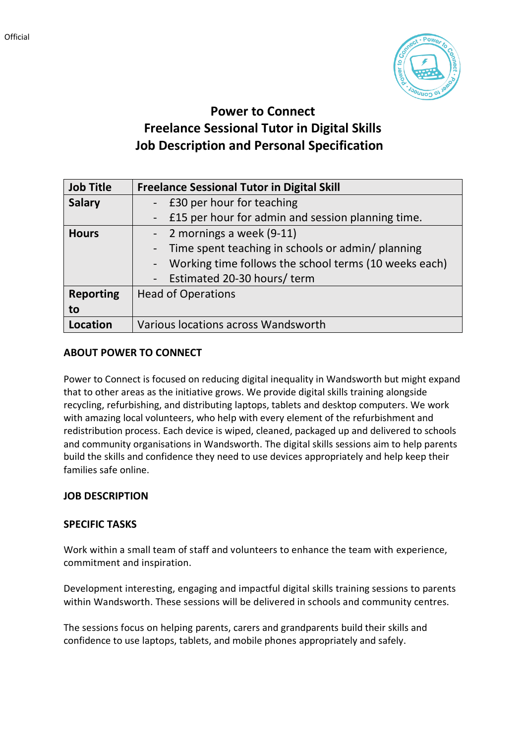# Power to Connect
# Freelance Sessional Tutor in Digital Skills
# Job Description and Personal Specification

| Job Title | Freelance Sessional Tutor in Digital Skill |
|---|---|
| Salary | - £30 per hour for teaching<br>- £15 per hour for admin and session planning time. |
| Hours | - 2 mornings a week (9-11)<br>- Time spent teaching in schools or admin/ planning<br>- Working time follows the school terms (10 weeks each)<br>- Estimated 20-30 hours/ term |
| Reporting to | Head of Operations |
| Location | Various locations across Wandsworth |

## ABOUT POWER TO CONNECT

Power to Connect is focused on reducing digital inequality in Wandsworth but might expand that to other areas as the initiative grows. We provide digital skills training alongside recycling, refurbishing, and distributing laptops, tablets and desktop computers. We work with amazing local volunteers, who help with every element of the refurbishment and redistribution process. Each device is wiped, cleaned, packaged up and delivered to schools and community organisations in Wandsworth. The digital skills sessions aim to help parents build the skills and confidence they need to use devices appropriately and help keep their families safe online.

## JOB DESCRIPTION

### SPECIFIC TASKS

Work within a small team of staff and volunteers to enhance the team with experience, commitment and inspiration.

Development interesting, engaging and impactful digital skills training sessions to parents within Wandsworth. These sessions will be delivered in schools and community centres.

The sessions focus on helping parents, carers and grandparents build their skills and confidence to use laptops, tablets, and mobile phones appropriately and safely.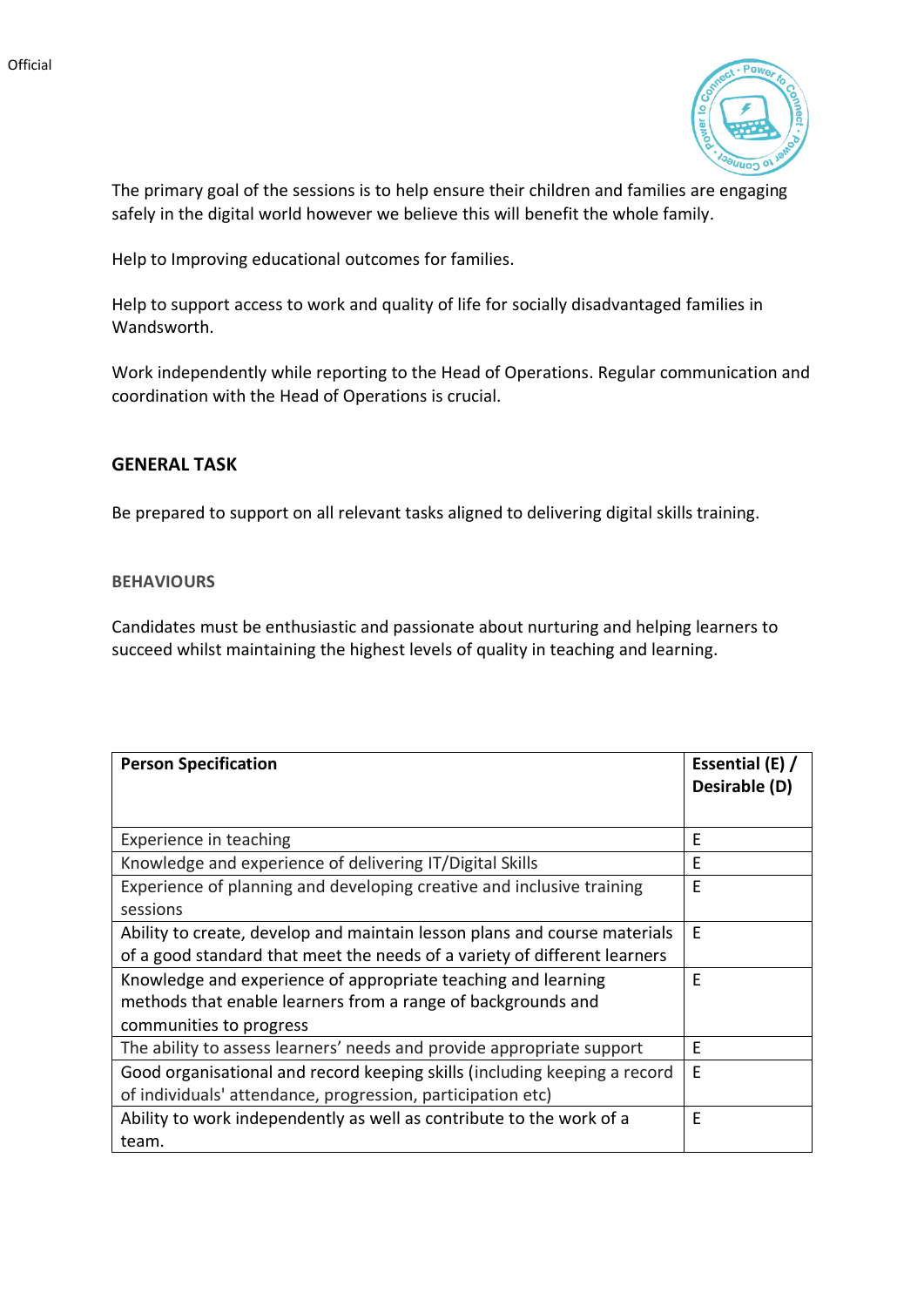The primary goal of the sessions is to help ensure their children and families are engaging safely in the digital world however we believe this will benefit the whole family.

Help to Improving educational outcomes for families.

Help to support access to work and quality of life for socially disadvantaged families in Wandsworth.

Work independently while reporting to the Head of Operations. Regular communication and coordination with the Head of Operations is crucial.

## GENERAL TASK

Be prepared to support on all relevant tasks aligned to delivering digital skills training.

### BEHAVIOURS

Candidates must be enthusiastic and passionate about nurturing and helping learners to succeed whilst maintaining the highest levels of quality in teaching and learning.

| Person Specification | Essential (E) / Desirable (D) |
|---|---|
| Experience in teaching | E |
| Knowledge and experience of delivering IT/Digital Skills | E |
| Experience of planning and developing creative and inclusive training sessions | E |
| Ability to create, develop and maintain lesson plans and course materials of a good standard that meet the needs of a variety of different learners | E |
| Knowledge and experience of appropriate teaching and learning methods that enable learners from a range of backgrounds and communities to progress | E |
| The ability to assess learners' needs and provide appropriate support | E |
| Good organisational and record keeping skills (including keeping a record of individuals' attendance, progression, participation etc) | E |
| Ability to work independently as well as contribute to the work of a team. | E |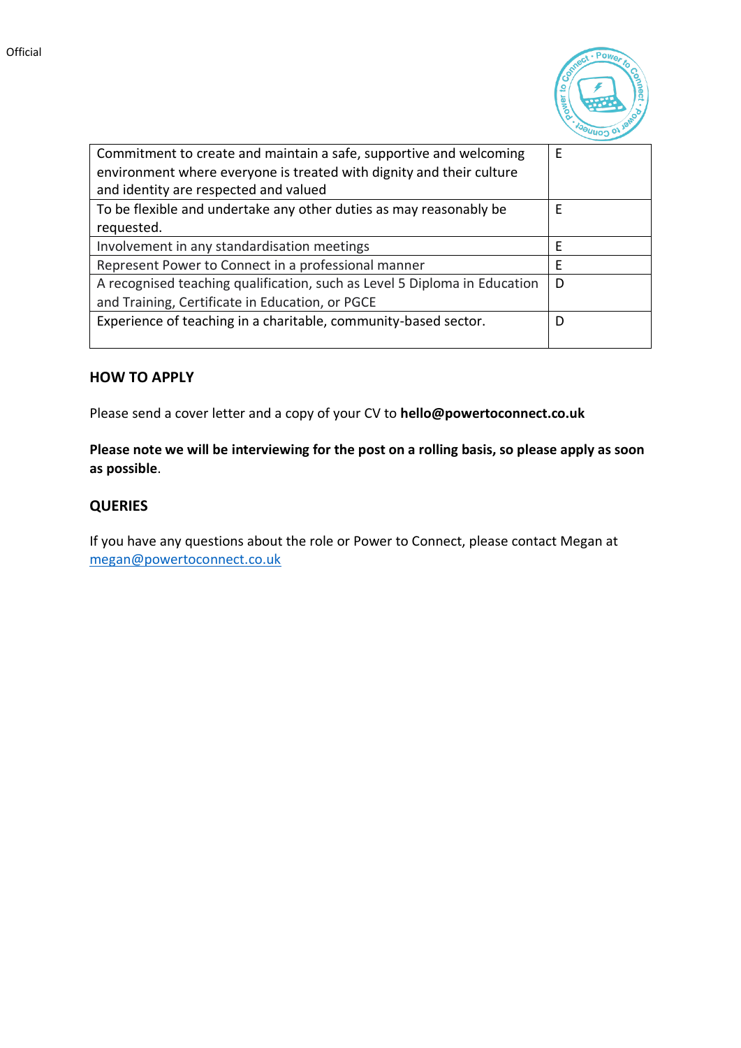| | |
|---|---|
| Commitment to create and maintain a safe, supportive and welcoming environment where everyone is treated with dignity and their culture and identity are respected and valued | E |
| To be flexible and undertake any other duties as may reasonably be requested. | E |
| Involvement in any standardisation meetings | E |
| Represent Power to Connect in a professional manner | E |
| A recognised teaching qualification, such as Level 5 Diploma in Education and Training, Certificate in Education, or PGCE | D |
| Experience of teaching in a charitable, community-based sector. | D |

## HOW TO APPLY

Please send a cover letter and a copy of your CV to **hello@powertoconnect.co.uk**

**Please note we will be interviewing for the post on a rolling basis, so please apply as soon as possible**.

## QUERIES

If you have any questions about the role or Power to Connect, please contact Megan at megan@powertoconnect.co.uk